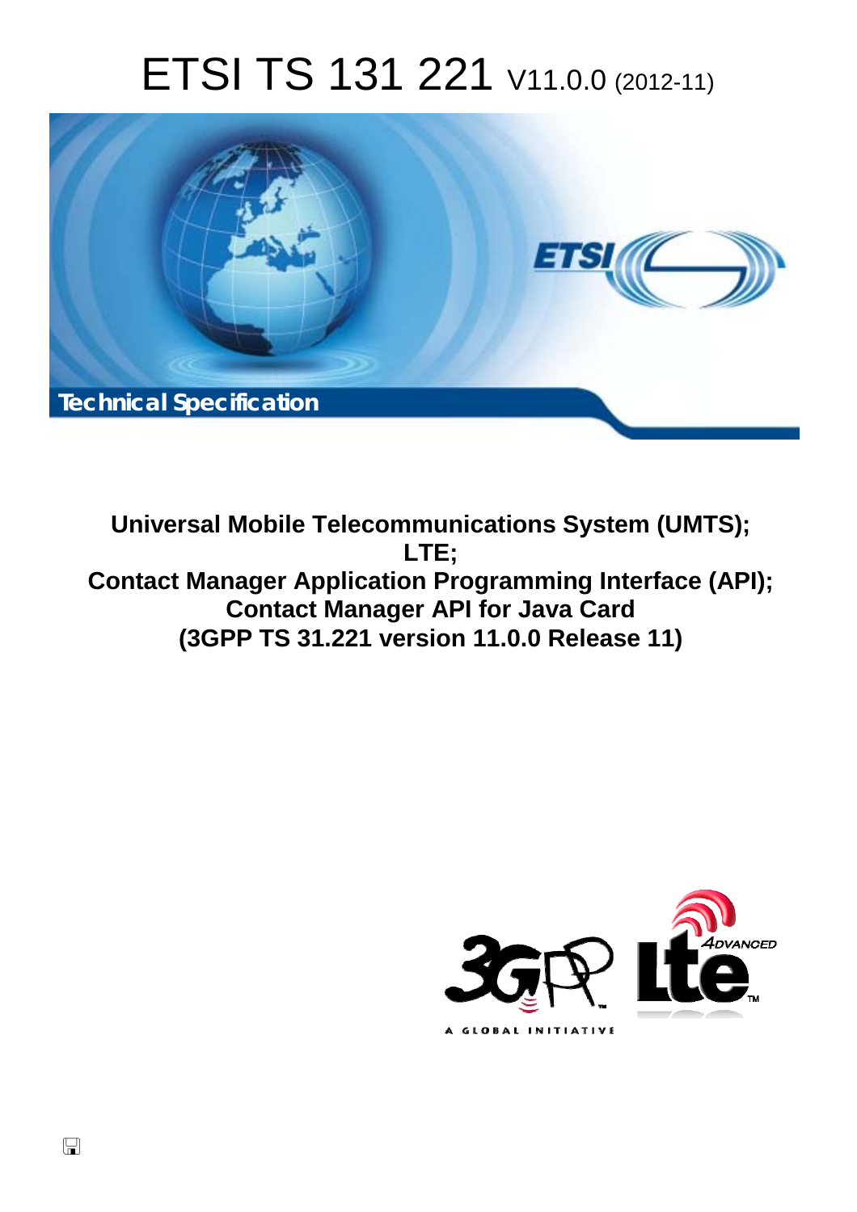# ETSI TS 131 221 V11.0.0 (2012-11)

Technical Specification

**Universal Mobile Telecommunications System (UMTS);**
**LTE;**
**Contact Manager Application Programming Interface (API);**
**Contact Manager API for Java Card**
**(3GPP TS 31.221 version 11.0.0 Release 11)**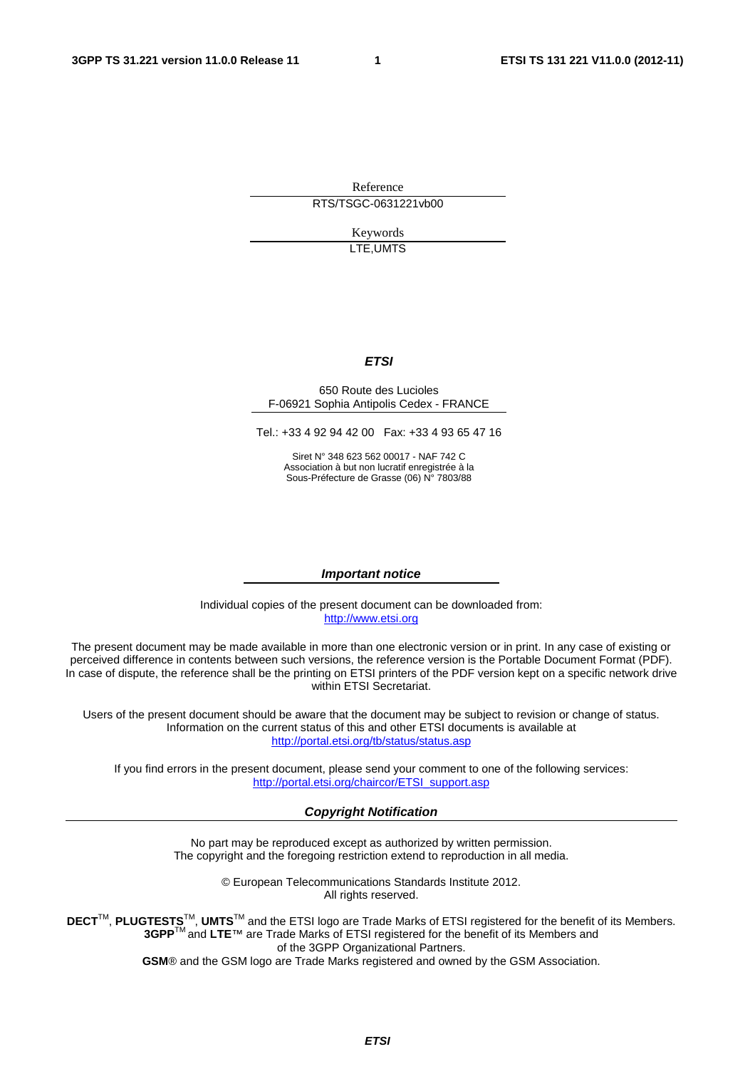Reference

RTS/TSGC-0631221vb00

Keywords

LTE,UMTS

***ETSI***

650 Route des Lucioles
F-06921 Sophia Antipolis Cedex - FRANCE

Tel.: +33 4 92 94 42 00 Fax: +33 4 93 65 47 16

Siret N° 348 623 562 00017 - NAF 742 C
Association à but non lucratif enregistrée à la
Sous-Préfecture de Grasse (06) N° 7803/88

***Important notice***

Individual copies of the present document can be downloaded from:
http://www.etsi.org

The present document may be made available in more than one electronic version or in print. In any case of existing or perceived difference in contents between such versions, the reference version is the Portable Document Format (PDF). In case of dispute, the reference shall be the printing on ETSI printers of the PDF version kept on a specific network drive within ETSI Secretariat.

Users of the present document should be aware that the document may be subject to revision or change of status. Information on the current status of this and other ETSI documents is available at
http://portal.etsi.org/tb/status/status.asp

If you find errors in the present document, please send your comment to one of the following services:
http://portal.etsi.org/chaircor/ETSI_support.asp

***Copyright Notification***

No part may be reproduced except as authorized by written permission.
The copyright and the foregoing restriction extend to reproduction in all media.

© European Telecommunications Standards Institute 2012.
All rights reserved.

**DECT**™, **PLUGTESTS**™, **UMTS**™ and the ETSI logo are Trade Marks of ETSI registered for the benefit of its Members.
**3GPP**™ and **LTE**™ are Trade Marks of ETSI registered for the benefit of its Members and of the 3GPP Organizational Partners.
**GSM**® and the GSM logo are Trade Marks registered and owned by the GSM Association.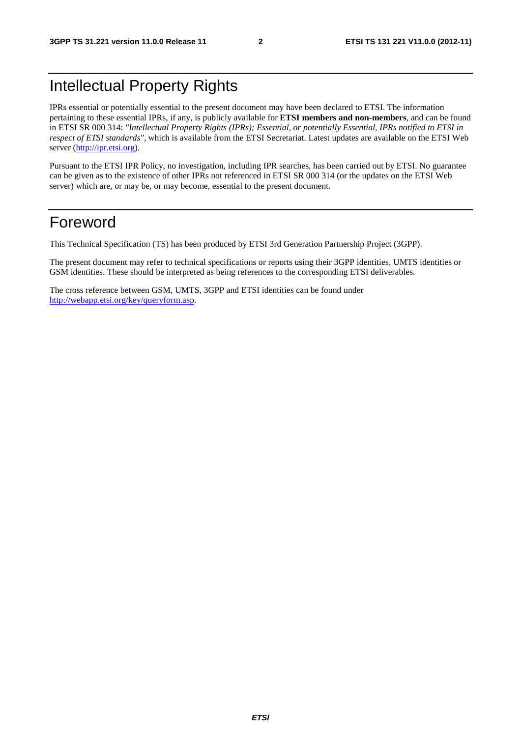# Intellectual Property Rights

IPRs essential or potentially essential to the present document may have been declared to ETSI. The information pertaining to these essential IPRs, if any, is publicly available for **ETSI members and non-members**, and can be found in ETSI SR 000 314: *"Intellectual Property Rights (IPRs); Essential, or potentially Essential, IPRs notified to ETSI in respect of ETSI standards"*, which is available from the ETSI Secretariat. Latest updates are available on the ETSI Web server (http://ipr.etsi.org).

Pursuant to the ETSI IPR Policy, no investigation, including IPR searches, has been carried out by ETSI. No guarantee can be given as to the existence of other IPRs not referenced in ETSI SR 000 314 (or the updates on the ETSI Web server) which are, or may be, or may become, essential to the present document.

# Foreword

This Technical Specification (TS) has been produced by ETSI 3rd Generation Partnership Project (3GPP).

The present document may refer to technical specifications or reports using their 3GPP identities, UMTS identities or GSM identities. These should be interpreted as being references to the corresponding ETSI deliverables.

The cross reference between GSM, UMTS, 3GPP and ETSI identities can be found under http://webapp.etsi.org/key/queryform.asp.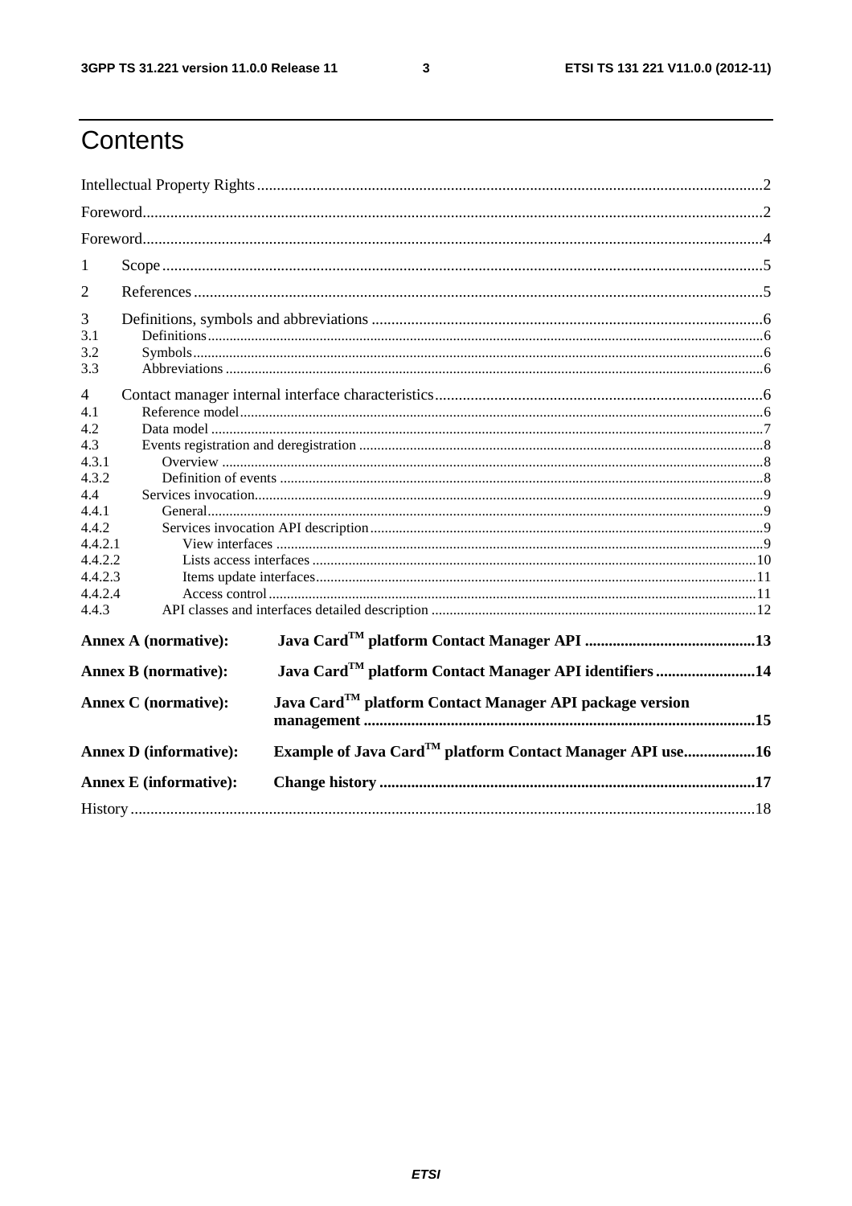# Contents

Intellectual Property Rights ..... 2

Foreword ..... 2

Foreword ..... 4

1 Scope ..... 5

2 References ..... 5

3 Definitions, symbols and abbreviations ..... 6

3.1 Definitions ..... 6

3.2 Symbols ..... 6

3.3 Abbreviations ..... 6

4 Contact manager internal interface characteristics ..... 6

4.1 Reference model ..... 6

4.2 Data model ..... 7

4.3 Events registration and deregistration ..... 8

4.3.1 Overview ..... 8

4.3.2 Definition of events ..... 8

4.4 Services invocation ..... 9

4.4.1 General ..... 9

4.4.2 Services invocation API description ..... 9

4.4.2.1 View interfaces ..... 9

4.4.2.2 Lists access interfaces ..... 10

4.4.2.3 Items update interfaces ..... 11

4.4.2.4 Access control ..... 11

4.4.3 API classes and interfaces detailed description ..... 12

**Annex A (normative): Java Card™ platform Contact Manager API ..... 13**

**Annex B (normative): Java Card™ platform Contact Manager API identifiers ..... 14**

**Annex C (normative): Java Card™ platform Contact Manager API package version management ..... 15**

**Annex D (informative): Example of Java Card™ platform Contact Manager API use ..... 16**

**Annex E (informative): Change history ..... 17**

History ..... 18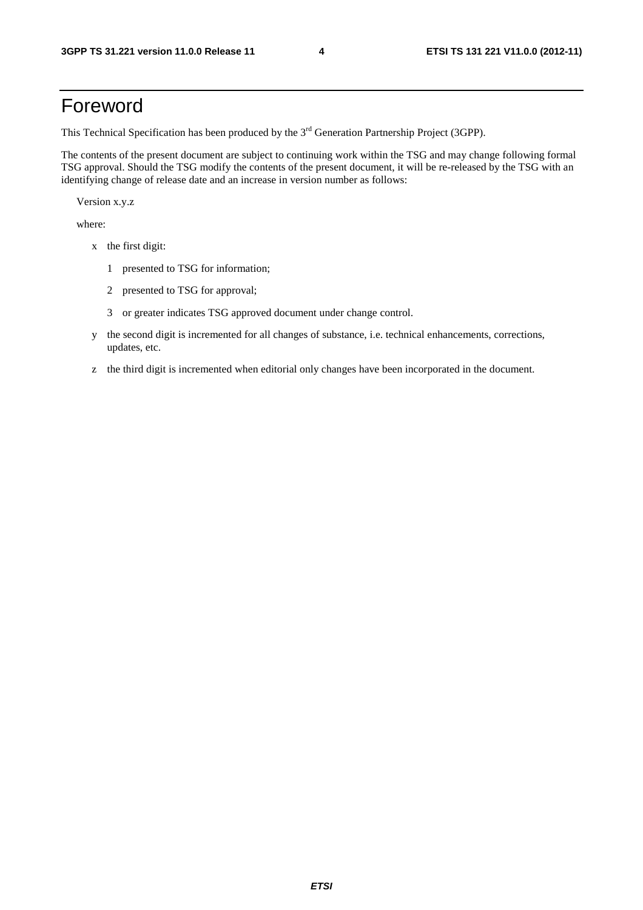# Foreword

This Technical Specification has been produced by the 3rd Generation Partnership Project (3GPP).

The contents of the present document are subject to continuing work within the TSG and may change following formal TSG approval. Should the TSG modify the contents of the present document, it will be re-released by the TSG with an identifying change of release date and an increase in version number as follows:

Version x.y.z

where:

- x the first digit:
  - 1 presented to TSG for information;
  - 2 presented to TSG for approval;
  - 3 or greater indicates TSG approved document under change control.
- y the second digit is incremented for all changes of substance, i.e. technical enhancements, corrections, updates, etc.
- z the third digit is incremented when editorial only changes have been incorporated in the document.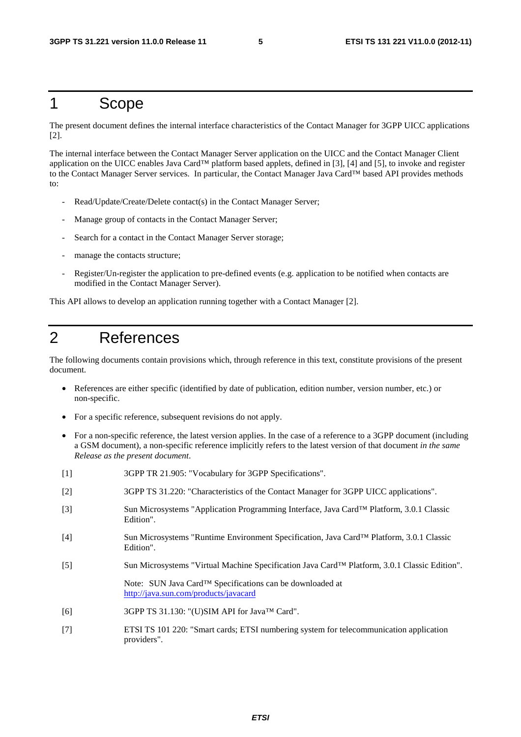# 1 Scope

The present document defines the internal interface characteristics of the Contact Manager for 3GPP UICC applications [2].

The internal interface between the Contact Manager Server application on the UICC and the Contact Manager Client application on the UICC enables Java Card™ platform based applets, defined in [3], [4] and [5], to invoke and register to the Contact Manager Server services. In particular, the Contact Manager Java Card™ based API provides methods to:

- Read/Update/Create/Delete contact(s) in the Contact Manager Server;
- Manage group of contacts in the Contact Manager Server;
- Search for a contact in the Contact Manager Server storage;
- manage the contacts structure;
- Register/Un-register the application to pre-defined events (e.g. application to be notified when contacts are modified in the Contact Manager Server).

This API allows to develop an application running together with a Contact Manager [2].

# 2 References

The following documents contain provisions which, through reference in this text, constitute provisions of the present document.

- References are either specific (identified by date of publication, edition number, version number, etc.) or non-specific.
- For a specific reference, subsequent revisions do not apply.
- For a non-specific reference, the latest version applies. In the case of a reference to a 3GPP document (including a GSM document), a non-specific reference implicitly refers to the latest version of that document *in the same Release as the present document*.

[1] 3GPP TR 21.905: "Vocabulary for 3GPP Specifications".

[2] 3GPP TS 31.220: "Characteristics of the Contact Manager for 3GPP UICC applications".

[3] Sun Microsystems "Application Programming Interface, Java Card™ Platform, 3.0.1 Classic Edition".

[4] Sun Microsystems "Runtime Environment Specification, Java Card™ Platform, 3.0.1 Classic Edition".

[5] Sun Microsystems "Virtual Machine Specification Java Card™ Platform, 3.0.1 Classic Edition".

Note: SUN Java Card™ Specifications can be downloaded at http://java.sun.com/products/javacard

[6] 3GPP TS 31.130: "(U)SIM API for Java™ Card".

[7] ETSI TS 101 220: "Smart cards; ETSI numbering system for telecommunication application providers".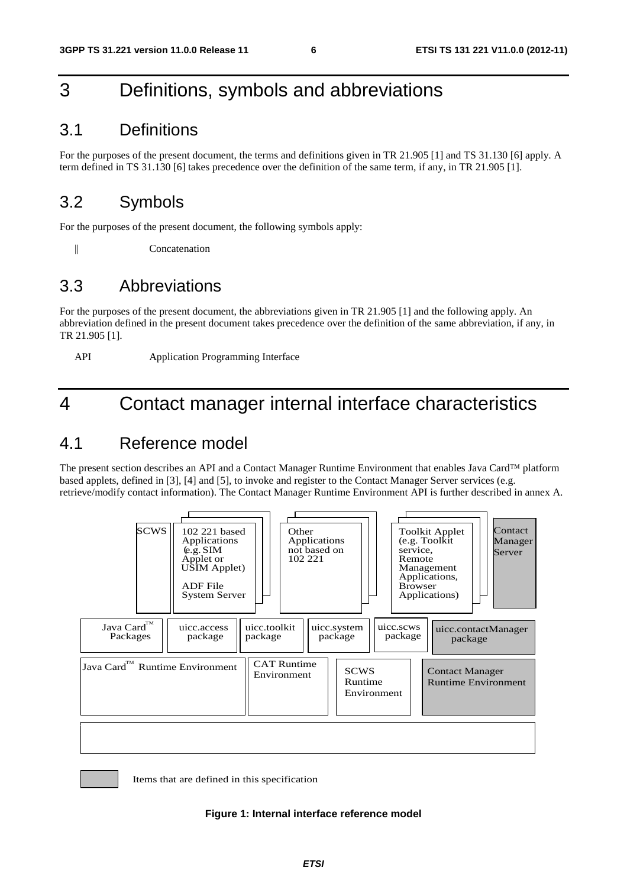# 3 Definitions, symbols and abbreviations

## 3.1 Definitions

For the purposes of the present document, the terms and definitions given in TR 21.905 [1] and TS 31.130 [6] apply. A term defined in TS 31.130 [6] takes precedence over the definition of the same term, if any, in TR 21.905 [1].

## 3.2 Symbols

For the purposes of the present document, the following symbols apply:

|| Concatenation

## 3.3 Abbreviations

For the purposes of the present document, the abbreviations given in TR 21.905 [1] and the following apply. An abbreviation defined in the present document takes precedence over the definition of the same abbreviation, if any, in TR 21.905 [1].

API Application Programming Interface

# 4 Contact manager internal interface characteristics

## 4.1 Reference model

The present section describes an API and a Contact Manager Runtime Environment that enables Java Card™ platform based applets, defined in [3], [4] and [5], to invoke and register to the Contact Manager Server services (e.g. retrieve/modify contact information). The Contact Manager Runtime Environment API is further described in annex A.

SCWS | 102 221 based Applications (e.g. SIM Applet or USIM Applet) ADF File System Server | Other Applications not based on 102 221 | Toolkit Applet (e.g. Toolkit service, Remote Management Applications, Browser Applications) | Contact Manager Server

Java Card™ Packages | uicc.access package | uicc.toolkit package | uicc.system package | uicc.scws package | uicc.contactManager package

Java Card™ Runtime Environment | CAT Runtime Environment | SCWS Runtime Environment | Contact Manager Runtime Environment

Items that are defined in this specification

**Figure 1: Internal interface reference model**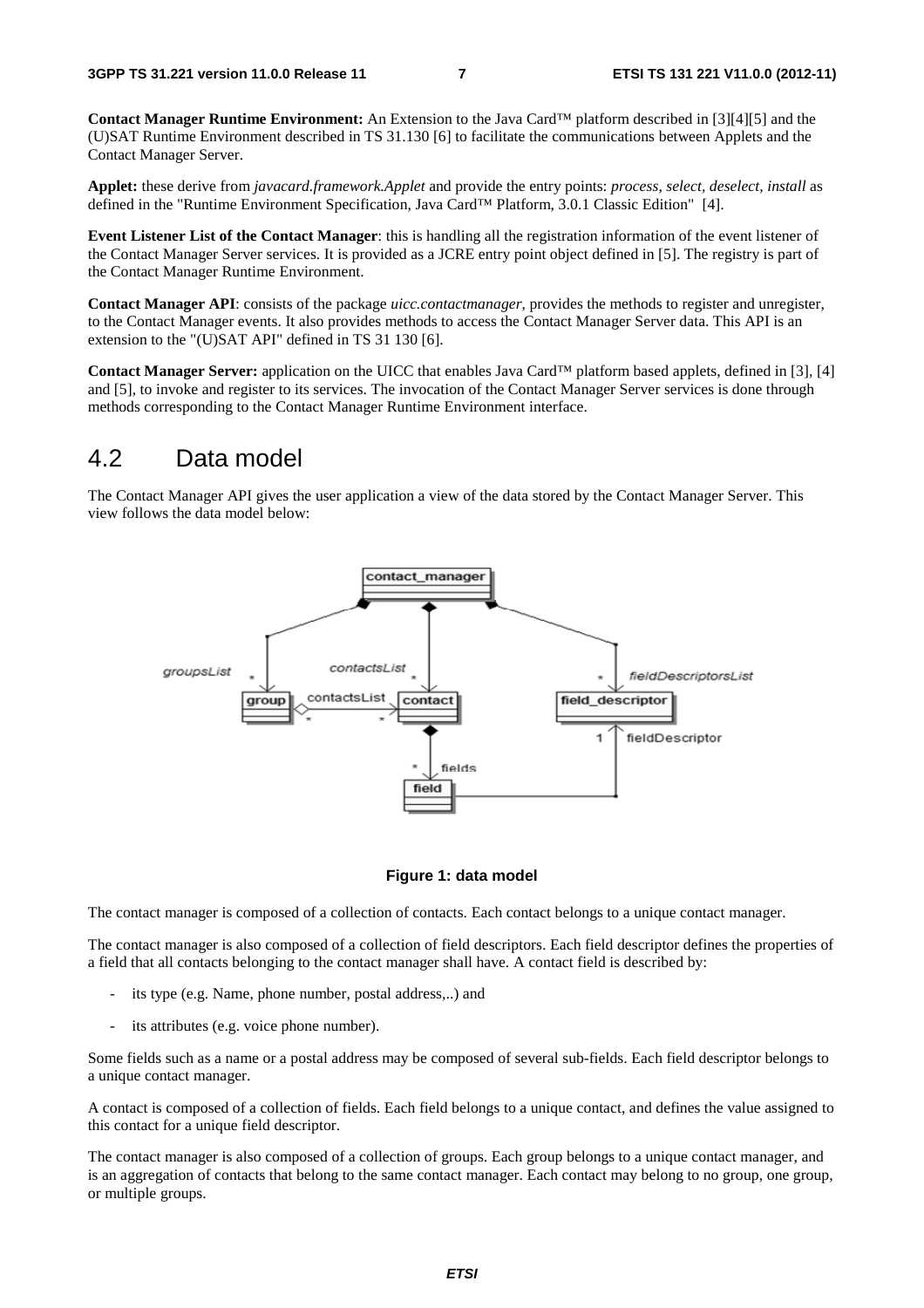**Contact Manager Runtime Environment:** An Extension to the Java Card™ platform described in [3][4][5] and the (U)SAT Runtime Environment described in TS 31.130 [6] to facilitate the communications between Applets and the Contact Manager Server.

**Applet:** these derive from *javacard.framework.Applet* and provide the entry points: *process, select, deselect, install* as defined in the "Runtime Environment Specification, Java Card™ Platform, 3.0.1 Classic Edition" [4].

**Event Listener List of the Contact Manager**: this is handling all the registration information of the event listener of the Contact Manager Server services. It is provided as a JCRE entry point object defined in [5]. The registry is part of the Contact Manager Runtime Environment.

**Contact Manager API**: consists of the package *uicc.contactmanager*, provides the methods to register and unregister, to the Contact Manager events. It also provides methods to access the Contact Manager Server data. This API is an extension to the "(U)SAT API" defined in TS 31 130 [6].

**Contact Manager Server:** application on the UICC that enables Java Card™ platform based applets, defined in [3], [4] and [5], to invoke and register to its services. The invocation of the Contact Manager Server services is done through methods corresponding to the Contact Manager Runtime Environment interface.

## 4.2 Data model

The Contact Manager API gives the user application a view of the data stored by the Contact Manager Server. This view follows the data model below:

**Figure 1: data model**

The contact manager is composed of a collection of contacts. Each contact belongs to a unique contact manager.

The contact manager is also composed of a collection of field descriptors. Each field descriptor defines the properties of a field that all contacts belonging to the contact manager shall have. A contact field is described by:

- its type (e.g. Name, phone number, postal address,..) and
- its attributes (e.g. voice phone number).

Some fields such as a name or a postal address may be composed of several sub-fields. Each field descriptor belongs to a unique contact manager.

A contact is composed of a collection of fields. Each field belongs to a unique contact, and defines the value assigned to this contact for a unique field descriptor.

The contact manager is also composed of a collection of groups. Each group belongs to a unique contact manager, and is an aggregation of contacts that belong to the same contact manager. Each contact may belong to no group, one group, or multiple groups.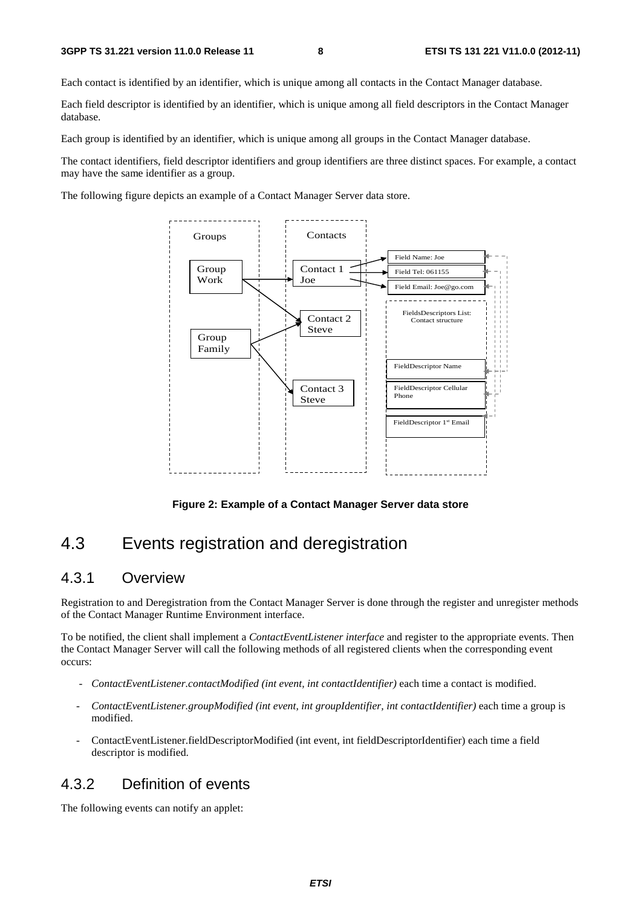Each contact is identified by an identifier, which is unique among all contacts in the Contact Manager database.

Each field descriptor is identified by an identifier, which is unique among all field descriptors in the Contact Manager database.

Each group is identified by an identifier, which is unique among all groups in the Contact Manager database.

The contact identifiers, field descriptor identifiers and group identifiers are three distinct spaces. For example, a contact may have the same identifier as a group.

The following figure depicts an example of a Contact Manager Server data store.

**Figure 2: Example of a Contact Manager Server data store**

## 4.3 Events registration and deregistration

### 4.3.1 Overview

Registration to and Deregistration from the Contact Manager Server is done through the register and unregister methods of the Contact Manager Runtime Environment interface.

To be notified, the client shall implement a *ContactEventListener interface* and register to the appropriate events. Then the Contact Manager Server will call the following methods of all registered clients when the corresponding event occurs:

- *ContactEventListener.contactModified (int event, int contactIdentifier)* each time a contact is modified.
- *ContactEventListener.groupModified (int event, int groupIdentifier, int contactIdentifier)* each time a group is modified.
- ContactEventListener.fieldDescriptorModified (int event, int fieldDescriptorIdentifier) each time a field descriptor is modified.

### 4.3.2 Definition of events

The following events can notify an applet: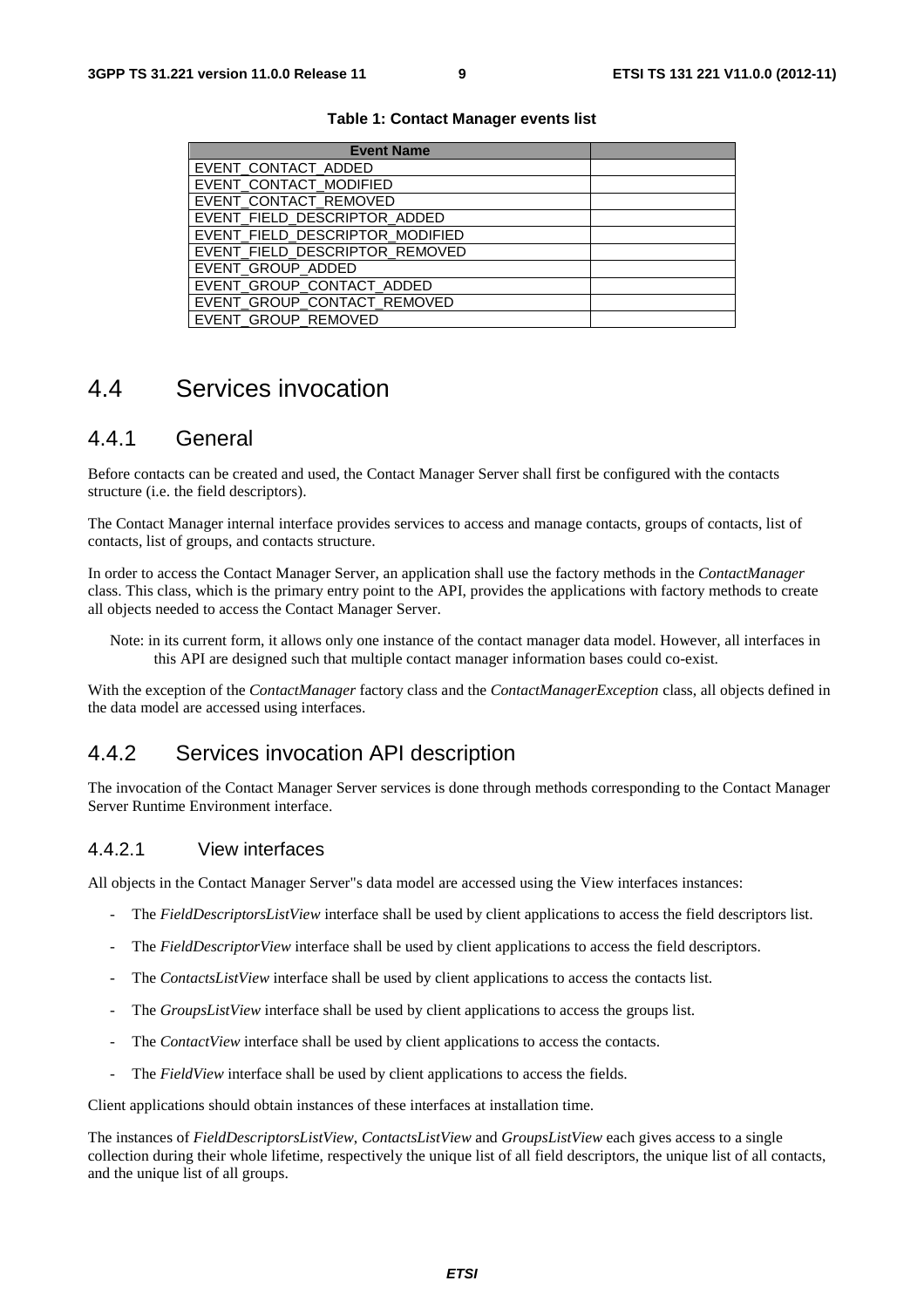**Table 1: Contact Manager events list**

| Event Name | |
|---|---|
| EVENT_CONTACT_ADDED | |
| EVENT_CONTACT_MODIFIED | |
| EVENT_CONTACT_REMOVED | |
| EVENT_FIELD_DESCRIPTOR_ADDED | |
| EVENT_FIELD_DESCRIPTOR_MODIFIED | |
| EVENT_FIELD_DESCRIPTOR_REMOVED | |
| EVENT_GROUP_ADDED | |
| EVENT_GROUP_CONTACT_ADDED | |
| EVENT_GROUP_CONTACT_REMOVED | |
| EVENT_GROUP_REMOVED | |

# 4.4 Services invocation

## 4.4.1 General

Before contacts can be created and used, the Contact Manager Server shall first be configured with the contacts structure (i.e. the field descriptors).

The Contact Manager internal interface provides services to access and manage contacts, groups of contacts, list of contacts, list of groups, and contacts structure.

In order to access the Contact Manager Server, an application shall use the factory methods in the *ContactManager* class. This class, which is the primary entry point to the API, provides the applications with factory methods to create all objects needed to access the Contact Manager Server.

Note: in its current form, it allows only one instance of the contact manager data model. However, all interfaces in this API are designed such that multiple contact manager information bases could co-exist.

With the exception of the *ContactManager* factory class and the *ContactManagerException* class, all objects defined in the data model are accessed using interfaces.

## 4.4.2 Services invocation API description

The invocation of the Contact Manager Server services is done through methods corresponding to the Contact Manager Server Runtime Environment interface.

### 4.4.2.1 View interfaces

All objects in the Contact Manager Server"s data model are accessed using the View interfaces instances:

- The *FieldDescriptorsListView* interface shall be used by client applications to access the field descriptors list.
- The *FieldDescriptorView* interface shall be used by client applications to access the field descriptors.
- The *ContactsListView* interface shall be used by client applications to access the contacts list.
- The *GroupsListView* interface shall be used by client applications to access the groups list.
- The *ContactView* interface shall be used by client applications to access the contacts.
- The *FieldView* interface shall be used by client applications to access the fields.

Client applications should obtain instances of these interfaces at installation time.

The instances of *FieldDescriptorsListView*, *ContactsListView* and *GroupsListView* each gives access to a single collection during their whole lifetime, respectively the unique list of all field descriptors, the unique list of all contacts, and the unique list of all groups.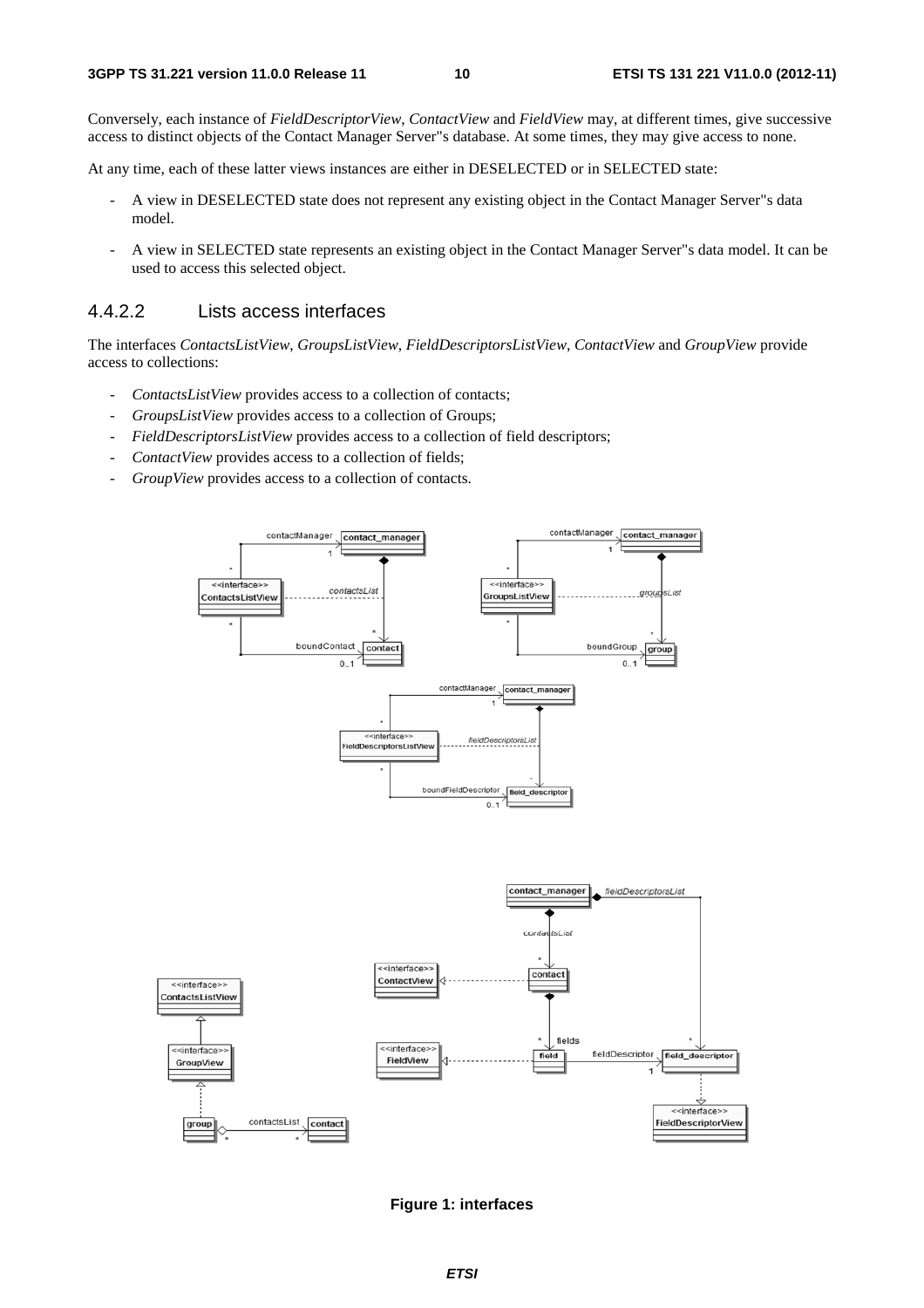Conversely, each instance of *FieldDescriptorView*, *ContactView* and *FieldView* may, at different times, give successive access to distinct objects of the Contact Manager Server"s database. At some times, they may give access to none.

At any time, each of these latter views instances are either in DESELECTED or in SELECTED state:

- A view in DESELECTED state does not represent any existing object in the Contact Manager Server"s data model.
- A view in SELECTED state represents an existing object in the Contact Manager Server"s data model. It can be used to access this selected object.

#### 4.4.2.2 Lists access interfaces

The interfaces *ContactsListView*, *GroupsListView*, *FieldDescriptorsListView*, *ContactView* and *GroupView* provide access to collections:

- *ContactsListView* provides access to a collection of contacts;
- *GroupsListView* provides access to a collection of Groups;
- *FieldDescriptorsListView* provides access to a collection of field descriptors;
- *ContactView* provides access to a collection of fields;
- *GroupView* provides access to a collection of contacts.

**Figure 1: interfaces**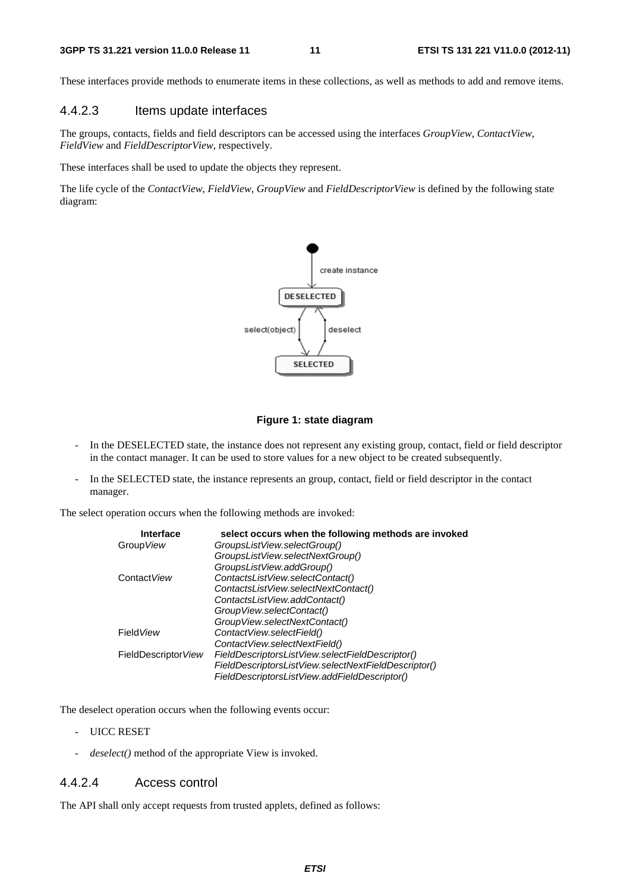These interfaces provide methods to enumerate items in these collections, as well as methods to add and remove items.

### 4.4.2.3 Items update interfaces

The groups, contacts, fields and field descriptors can be accessed using the interfaces *GroupView*, *ContactView*, *FieldView* and *FieldDescriptorView*, respectively.

These interfaces shall be used to update the objects they represent.

The life cycle of the *ContactView*, *FieldView*, *GroupView* and *FieldDescriptorView* is defined by the following state diagram:

**Figure 1: state diagram**

- In the DESELECTED state, the instance does not represent any existing group, contact, field or field descriptor in the contact manager. It can be used to store values for a new object to be created subsequently.
- In the SELECTED state, the instance represents an group, contact, field or field descriptor in the contact manager.

The select operation occurs when the following methods are invoked:

| Interface | select occurs when the following methods are invoked |
|---|---|
| Group*View* | *GroupsListView.selectGroup()* |
| | *GroupsListView.selectNextGroup()* |
| | *GroupsListView.addGroup()* |
| Contact*View* | *ContactsListView.selectContact()* |
| | *ContactsListView.selectNextContact()* |
| | *ContactsListView.addContact()* |
| | *GroupView.selectContact()* |
| | *GroupView.selectNextContact()* |
| Field*View* | *ContactView.selectField()* |
| | *ContactView.selectNextField()* |
| FieldDescriptor*View* | *FieldDescriptorsListView.selectFieldDescriptor()* |
| | *FieldDescriptorsListView.selectNextFieldDescriptor()* |
| | *FieldDescriptorsListView.addFieldDescriptor()* |

The deselect operation occurs when the following events occur:

- UICC RESET
- *deselect()* method of the appropriate View is invoked.

### 4.4.2.4 Access control

The API shall only accept requests from trusted applets, defined as follows: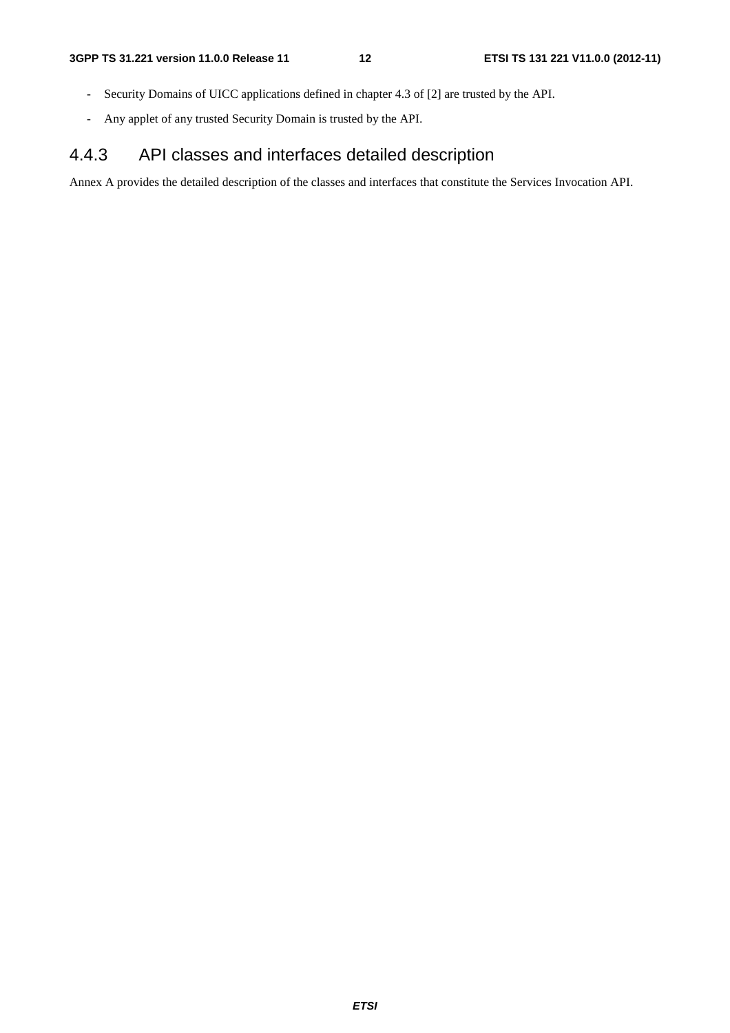- Security Domains of UICC applications defined in chapter 4.3 of [2] are trusted by the API.
- Any applet of any trusted Security Domain is trusted by the API.

### 4.4.3 API classes and interfaces detailed description

Annex A provides the detailed description of the classes and interfaces that constitute the Services Invocation API.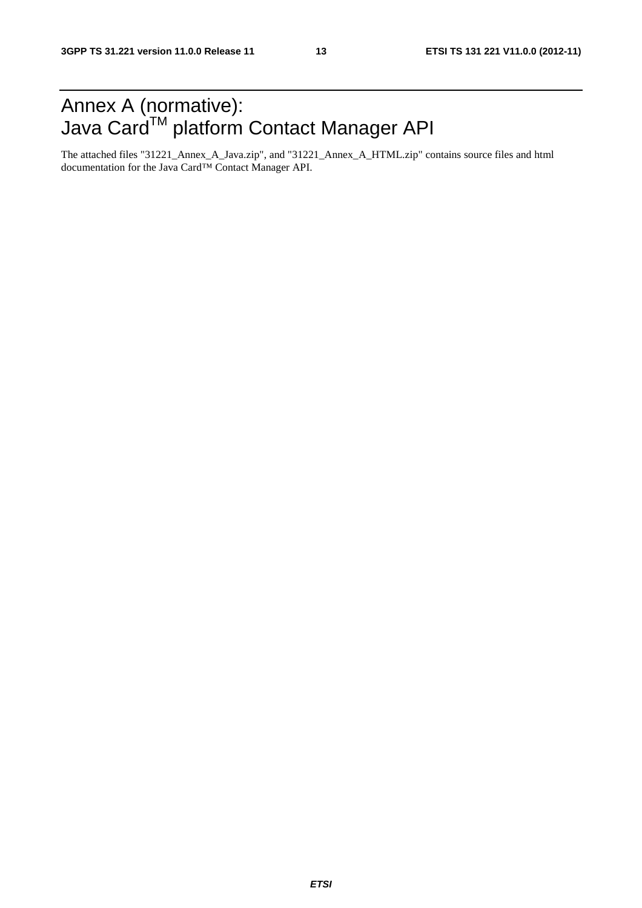# Annex A (normative): Java Card[TM] platform Contact Manager API

The attached files "31221_Annex_A_Java.zip", and "31221_Annex_A_HTML.zip" contains source files and html documentation for the Java Card™ Contact Manager API.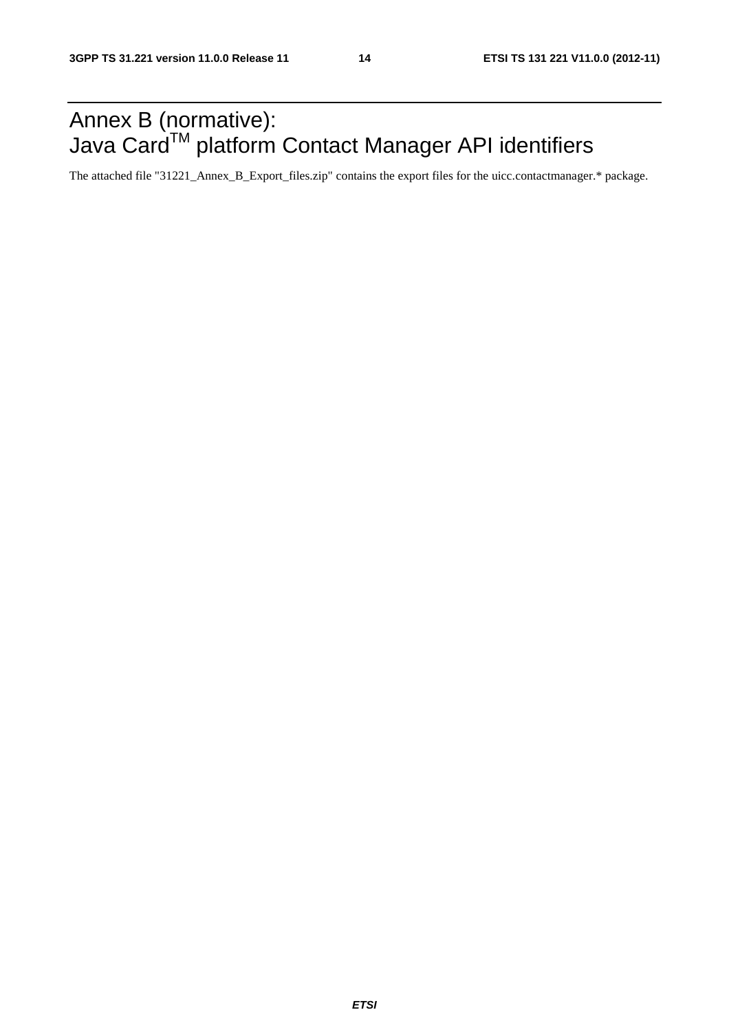# Annex B (normative): Java Card[TM] platform Contact Manager API identifiers

The attached file "31221_Annex_B_Export_files.zip" contains the export files for the uicc.contactmanager.* package.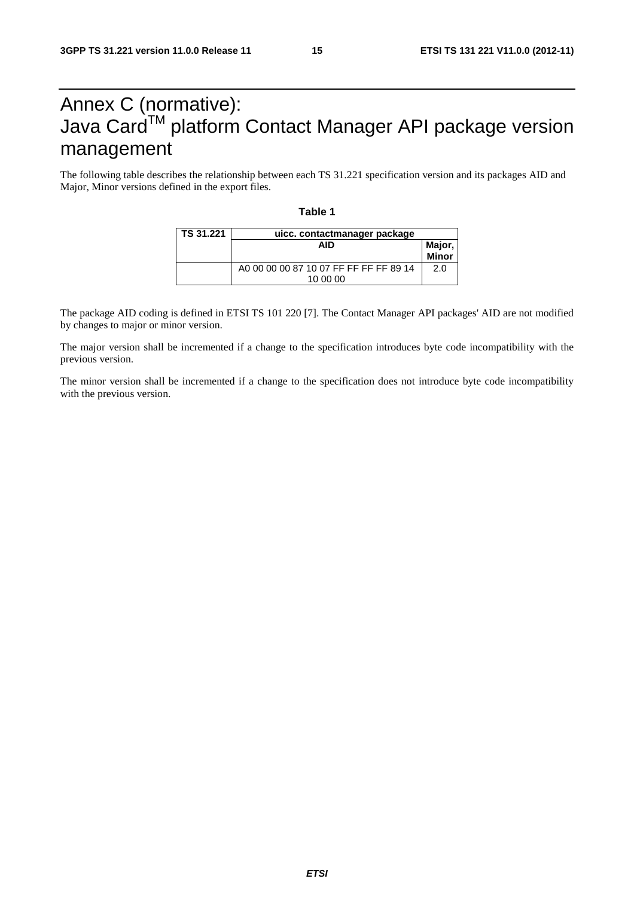# Annex C (normative): Java Card[TM] platform Contact Manager API package version management

The following table describes the relationship between each TS 31.221 specification version and its packages AID and Major, Minor versions defined in the export files.

**Table 1**

| TS 31.221 | uicc. contactmanager package | |
|---|---|---|
| | **AID** | **Major, Minor** |
| | A0 00 00 00 87 10 07 FF FF FF FF 89 14 10 00 00 | 2.0 |

The package AID coding is defined in ETSI TS 101 220 [7]. The Contact Manager API packages' AID are not modified by changes to major or minor version.

The major version shall be incremented if a change to the specification introduces byte code incompatibility with the previous version.

The minor version shall be incremented if a change to the specification does not introduce byte code incompatibility with the previous version.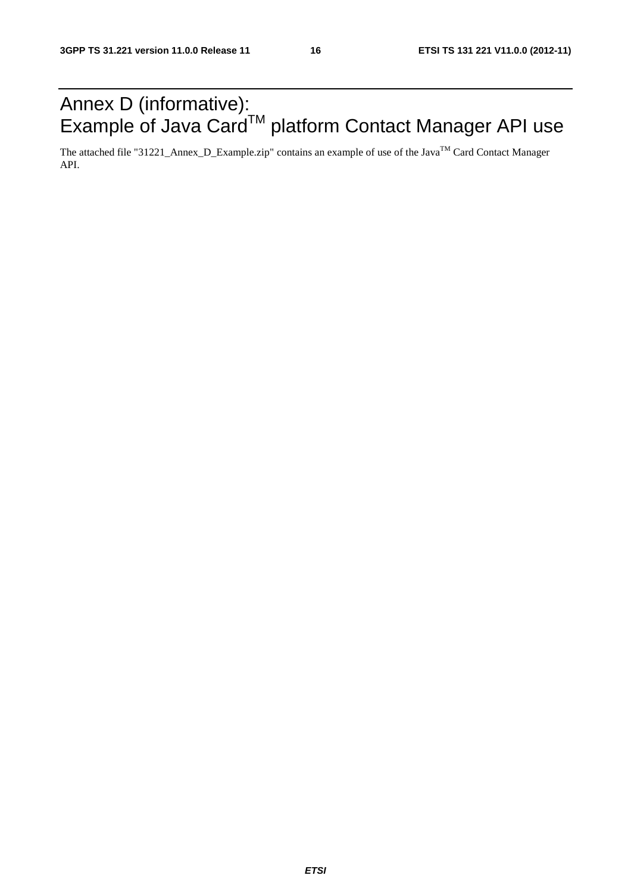# Annex D (informative): Example of Java Card[TM] platform Contact Manager API use

The attached file "31221_Annex_D_Example.zip" contains an example of use of the Java[TM] Card Contact Manager API.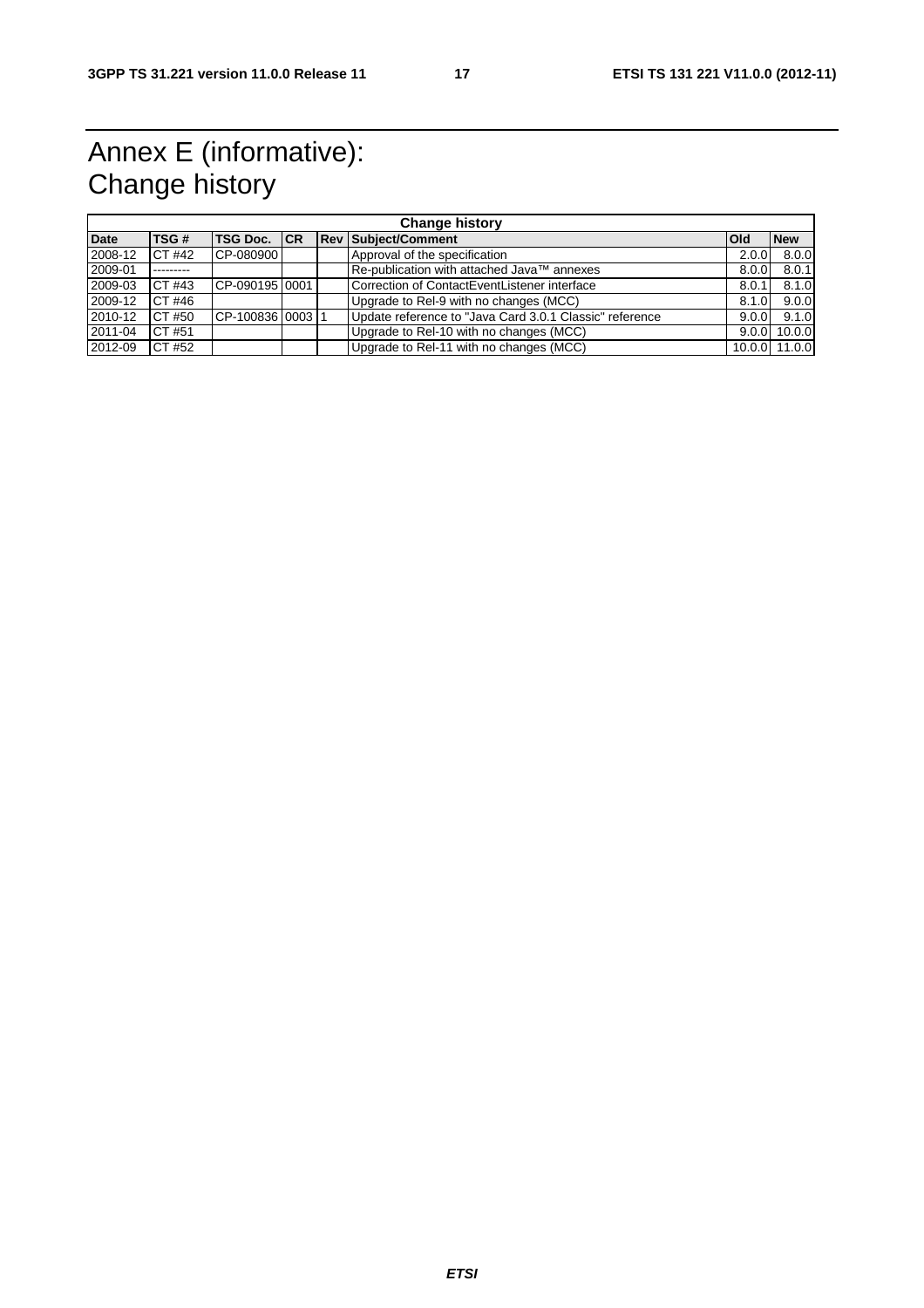# Annex E (informative): Change history

| Change history | | | | | | | |
|---|---|---|---|---|---|---|---|
| **Date** | **TSG #** | **TSG Doc.** | **CR** | **Rev** | **Subject/Comment** | **Old** | **New** |
| 2008-12 | CT #42 | CP-080900 | | | Approval of the specification | 2.0.0 | 8.0.0 |
| 2009-01 | --------- | | | | Re-publication with attached Java™ annexes | 8.0.0 | 8.0.1 |
| 2009-03 | CT #43 | CP-090195 | 0001 | | Correction of ContactEventListener interface | 8.0.1 | 8.1.0 |
| 2009-12 | CT #46 | | | | Upgrade to Rel-9 with no changes (MCC) | 8.1.0 | 9.0.0 |
| 2010-12 | CT #50 | CP-100836 | 0003 | 1 | Update reference to "Java Card 3.0.1 Classic" reference | 9.0.0 | 9.1.0 |
| 2011-04 | CT #51 | | | | Upgrade to Rel-10 with no changes (MCC) | 9.0.0 | 10.0.0 |
| 2012-09 | CT #52 | | | | Upgrade to Rel-11 with no changes (MCC) | 10.0.0 | 11.0.0 |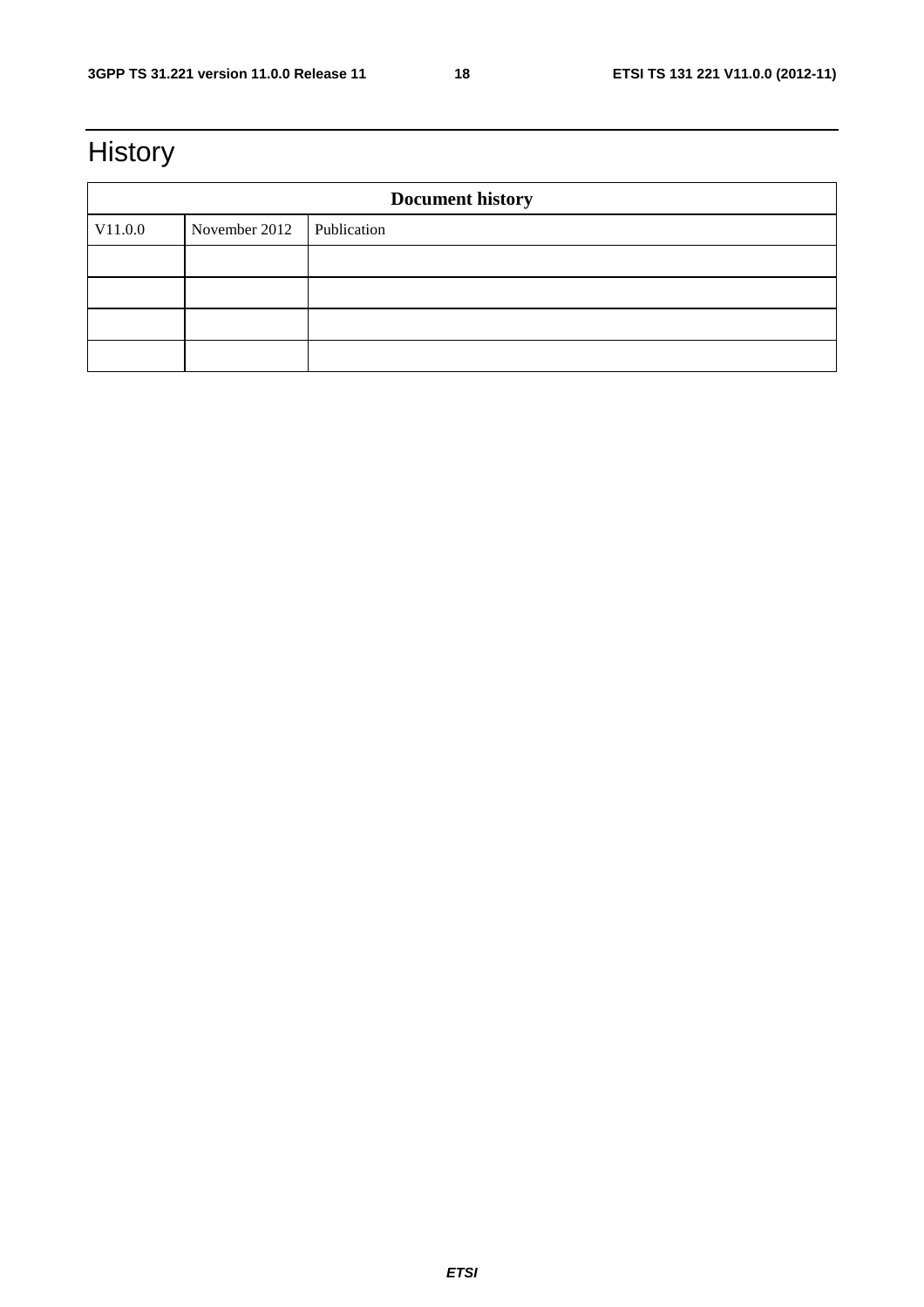# History

| Document history | | |
|---|---|---|
| V11.0.0 | November 2012 | Publication |
| | | |
| | | |
| | | |
| | | |